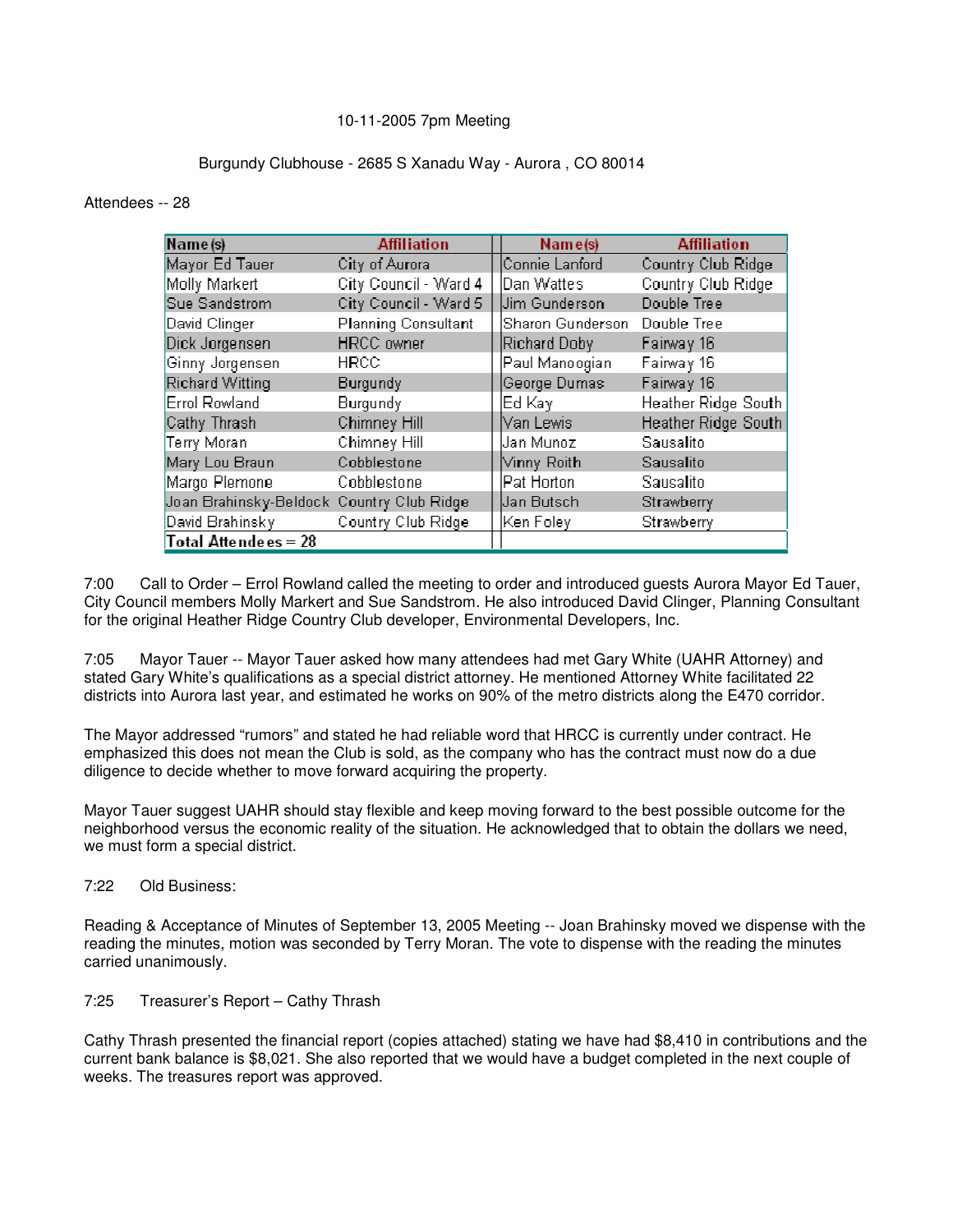10-11-2005 7pm Meeting

Burgundy Clubhouse - 2685 S Xanadu Way - Aurora , CO 80014

Attendees -- 28

| Name(s) | Affiliation | Name(s) | Affiliation |
|---|---|---|---|
| Mayor Ed Tauer | City of Aurora | Connie Lanford | Country Club Ridge |
| Molly Markert | City Council - Ward 4 | Dan Wattes | Country Club Ridge |
| Sue Sandstrom | City Council - Ward 5 | Jim Gunderson | Double Tree |
| David Clinger | Planning Consultant | Sharon Gunderson | Double Tree |
| Dick Jorgensen | HRCC owner | Richard Doby | Fairway 16 |
| Ginny Jorgensen | HRCC | Paul Manoogian | Fairway 16 |
| Richard Witting | Burgundy | George Dumas | Fairway 16 |
| Errol Rowland | Burgundy | Ed Kay | Heather Ridge South |
| Cathy Thrash | Chimney Hill | Van Lewis | Heather Ridge South |
| Terry Moran | Chimney Hill | Jan Munoz | Sausalito |
| Mary Lou Braun | Cobblestone | Vinny Roith | Sausalito |
| Margo Plemone | Cobblestone | Pat Horton | Sausalito |
| Joan Brahinsky-Beldock | Country Club Ridge | Jan Butsch | Strawberry |
| David Brahinsky | Country Club Ridge | Ken Foley | Strawberry |
| **Total Attendees = 28** | | | |

7:00 Call to Order – Errol Rowland called the meeting to order and introduced guests Aurora Mayor Ed Tauer, City Council members Molly Markert and Sue Sandstrom. He also introduced David Clinger, Planning Consultant for the original Heather Ridge Country Club developer, Environmental Developers, Inc.

7:05 Mayor Tauer -- Mayor Tauer asked how many attendees had met Gary White (UAHR Attorney) and stated Gary White's qualifications as a special district attorney. He mentioned Attorney White facilitated 22 districts into Aurora last year, and estimated he works on 90% of the metro districts along the E470 corridor.

The Mayor addressed "rumors" and stated he had reliable word that HRCC is currently under contract. He emphasized this does not mean the Club is sold, as the company who has the contract must now do a due diligence to decide whether to move forward acquiring the property.

Mayor Tauer suggest UAHR should stay flexible and keep moving forward to the best possible outcome for the neighborhood versus the economic reality of the situation. He acknowledged that to obtain the dollars we need, we must form a special district.

7:22 Old Business:

Reading & Acceptance of Minutes of September 13, 2005 Meeting -- Joan Brahinsky moved we dispense with the reading the minutes, motion was seconded by Terry Moran. The vote to dispense with the reading the minutes carried unanimously.

7:25 Treasurer's Report – Cathy Thrash

Cathy Thrash presented the financial report (copies attached) stating we have had $8,410 in contributions and the current bank balance is $8,021. She also reported that we would have a budget completed in the next couple of weeks. The treasures report was approved.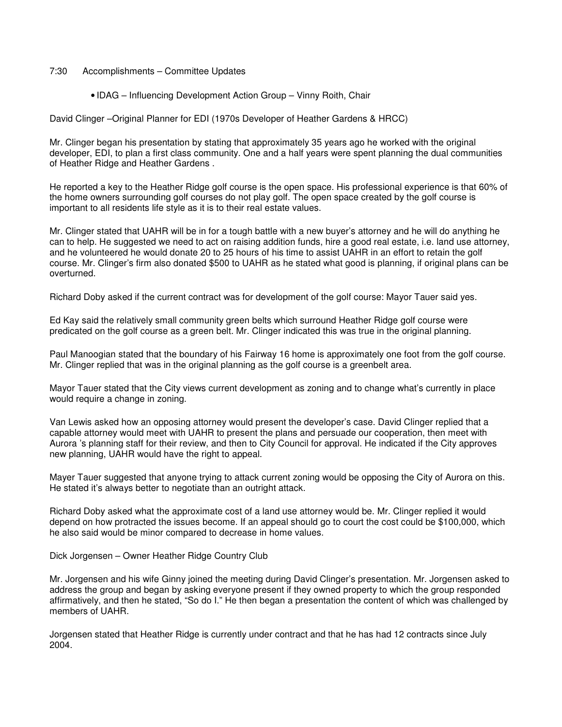7:30 Accomplishments – Committee Updates

- IDAG – Influencing Development Action Group – Vinny Roith, Chair

David Clinger –Original Planner for EDI (1970s Developer of Heather Gardens & HRCC)

Mr. Clinger began his presentation by stating that approximately 35 years ago he worked with the original developer, EDI, to plan a first class community. One and a half years were spent planning the dual communities of Heather Ridge and Heather Gardens .

He reported a key to the Heather Ridge golf course is the open space. His professional experience is that 60% of the home owners surrounding golf courses do not play golf. The open space created by the golf course is important to all residents life style as it is to their real estate values.

Mr. Clinger stated that UAHR will be in for a tough battle with a new buyer's attorney and he will do anything he can to help. He suggested we need to act on raising addition funds, hire a good real estate, i.e. land use attorney, and he volunteered he would donate 20 to 25 hours of his time to assist UAHR in an effort to retain the golf course. Mr. Clinger's firm also donated $500 to UAHR as he stated what good is planning, if original plans can be overturned.

Richard Doby asked if the current contract was for development of the golf course: Mayor Tauer said yes.

Ed Kay said the relatively small community green belts which surround Heather Ridge golf course were predicated on the golf course as a green belt. Mr. Clinger indicated this was true in the original planning.

Paul Manoogian stated that the boundary of his Fairway 16 home is approximately one foot from the golf course. Mr. Clinger replied that was in the original planning as the golf course is a greenbelt area.

Mayor Tauer stated that the City views current development as zoning and to change what's currently in place would require a change in zoning.

Van Lewis asked how an opposing attorney would present the developer's case. David Clinger replied that a capable attorney would meet with UAHR to present the plans and persuade our cooperation, then meet with Aurora 's planning staff for their review, and then to City Council for approval. He indicated if the City approves new planning, UAHR would have the right to appeal.

Mayer Tauer suggested that anyone trying to attack current zoning would be opposing the City of Aurora on this. He stated it's always better to negotiate than an outright attack.

Richard Doby asked what the approximate cost of a land use attorney would be. Mr. Clinger replied it would depend on how protracted the issues become. If an appeal should go to court the cost could be $100,000, which he also said would be minor compared to decrease in home values.

Dick Jorgensen – Owner Heather Ridge Country Club

Mr. Jorgensen and his wife Ginny joined the meeting during David Clinger's presentation. Mr. Jorgensen asked to address the group and began by asking everyone present if they owned property to which the group responded affirmatively, and then he stated, "So do I." He then began a presentation the content of which was challenged by members of UAHR.

Jorgensen stated that Heather Ridge is currently under contract and that he has had 12 contracts since July 2004.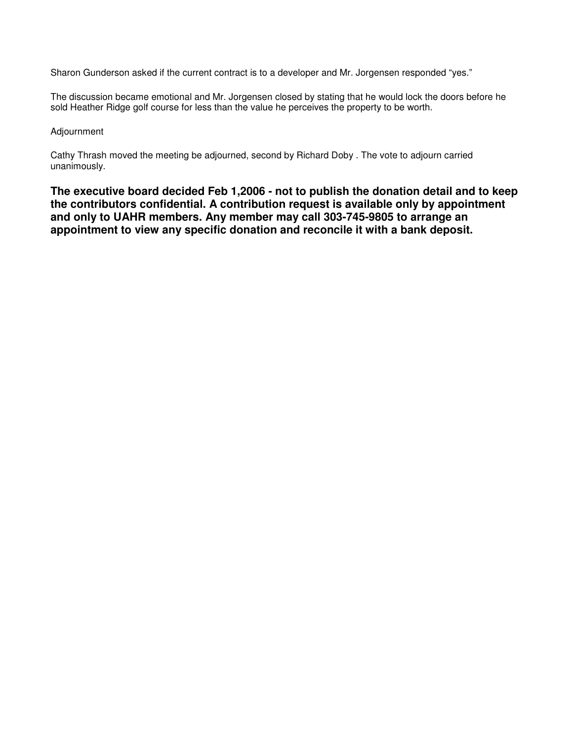Sharon Gunderson asked if the current contract is to a developer and Mr. Jorgensen responded "yes."

The discussion became emotional and Mr. Jorgensen closed by stating that he would lock the doors before he sold Heather Ridge golf course for less than the value he perceives the property to be worth.

Adjournment

Cathy Thrash moved the meeting be adjourned, second by Richard Doby . The vote to adjourn carried unanimously.

**The executive board decided Feb 1,2006 - not to publish the donation detail and to keep the contributors confidential. A contribution request is available only by appointment and only to UAHR members. Any member may call 303-745-9805 to arrange an appointment to view any specific donation and reconcile it with a bank deposit.**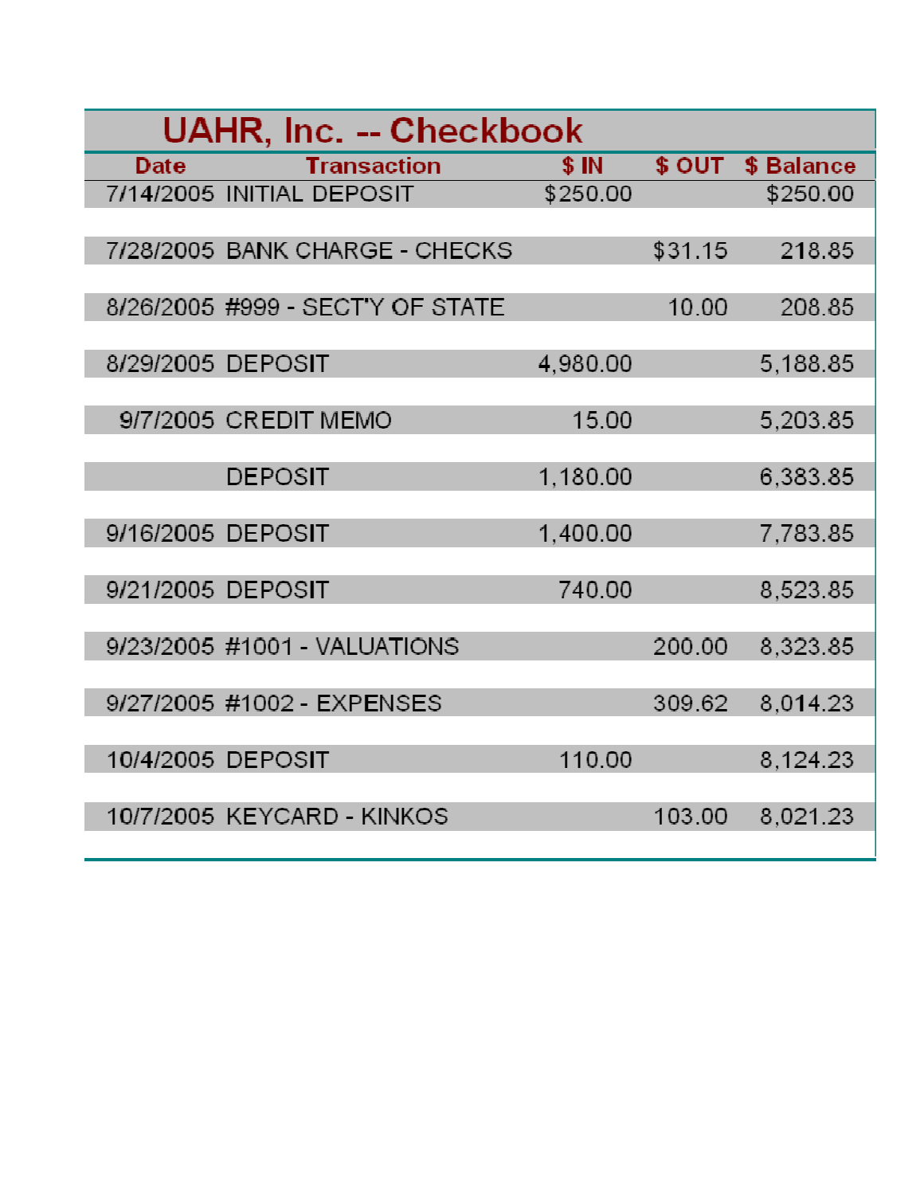# UAHR, Inc. -- Checkbook

| Date | Transaction | $ IN | $ OUT | $ Balance |
|---|---|---|---|---|
| 7/14/2005 | INITIAL DEPOSIT | $250.00 | | $250.00 |
| 7/28/2005 | BANK CHARGE - CHECKS | | $31.15 | 218.85 |
| 8/26/2005 | #999 - SECT'Y OF STATE | | 10.00 | 208.85 |
| 8/29/2005 | DEPOSIT | 4,980.00 | | 5,188.85 |
| 9/7/2005 | CREDIT MEMO | 15.00 | | 5,203.85 |
| | DEPOSIT | 1,180.00 | | 6,383.85 |
| 9/16/2005 | DEPOSIT | 1,400.00 | | 7,783.85 |
| 9/21/2005 | DEPOSIT | 740.00 | | 8,523.85 |
| 9/23/2005 | #1001 - VALUATIONS | | 200.00 | 8,323.85 |
| 9/27/2005 | #1002 - EXPENSES | | 309.62 | 8,014.23 |
| 10/4/2005 | DEPOSIT | 110.00 | | 8,124.23 |
| 10/7/2005 | KEYCARD - KINKOS | | 103.00 | 8,021.23 |